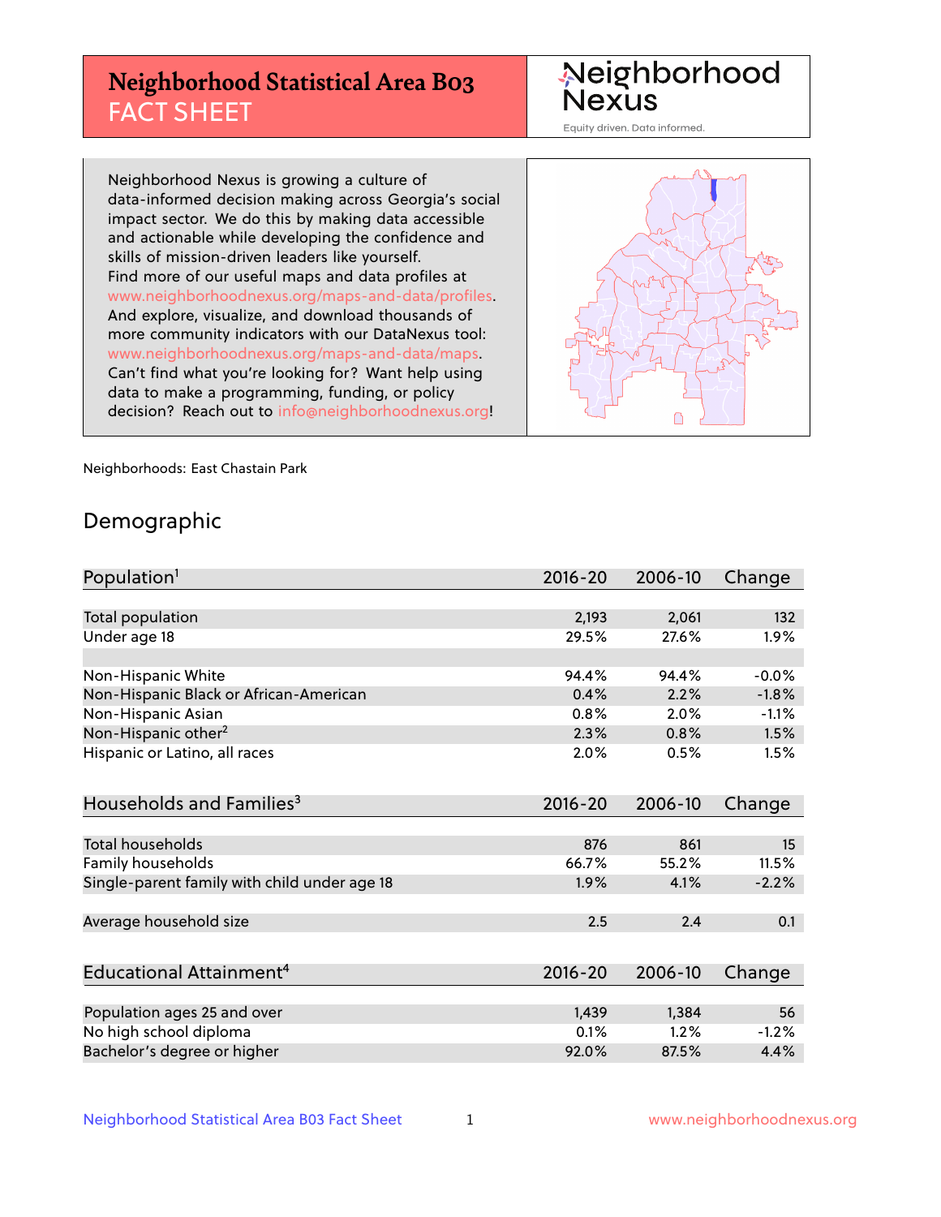# Neighborhood Statistical Area B03 FACT SHEET

Neighborhood Nexus

Equity driven. Data informed.

Neighborhood Nexus is growing a culture of data-informed decision making across Georgia's social impact sector. We do this by making data accessible and actionable while developing the confidence and skills of mission-driven leaders like yourself. Find more of our useful maps and data profiles at www.neighborhoodnexus.org/maps-and-data/profiles. And explore, visualize, and download thousands of more community indicators with our DataNexus tool: www.neighborhoodnexus.org/maps-and-data/maps. Can't find what you're looking for? Want help using data to make a programming, funding, or policy decision? Reach out to info@neighborhoodnexus.org!

Neighborhoods: East Chastain Park

## Demographic

| Population[1] | 2016-20 | 2006-10 | Change |
|---|---|---|---|
| Total population | 2,193 | 2,061 | 132 |
| Under age 18 | 29.5% | 27.6% | 1.9% |
| | | | |
| Non-Hispanic White | 94.4% | 94.4% | -0.0% |
| Non-Hispanic Black or African-American | 0.4% | 2.2% | -1.8% |
| Non-Hispanic Asian | 0.8% | 2.0% | -1.1% |
| Non-Hispanic other[2] | 2.3% | 0.8% | 1.5% |
| Hispanic or Latino, all races | 2.0% | 0.5% | 1.5% |

| Households and Families[3] | 2016-20 | 2006-10 | Change |
|---|---|---|---|
| Total households | 876 | 861 | 15 |
| Family households | 66.7% | 55.2% | 11.5% |
| Single-parent family with child under age 18 | 1.9% | 4.1% | -2.2% |
| | | | |
| Average household size | 2.5 | 2.4 | 0.1 |

| Educational Attainment[4] | 2016-20 | 2006-10 | Change |
|---|---|---|---|
| Population ages 25 and over | 1,439 | 1,384 | 56 |
| No high school diploma | 0.1% | 1.2% | -1.2% |
| Bachelor's degree or higher | 92.0% | 87.5% | 4.4% |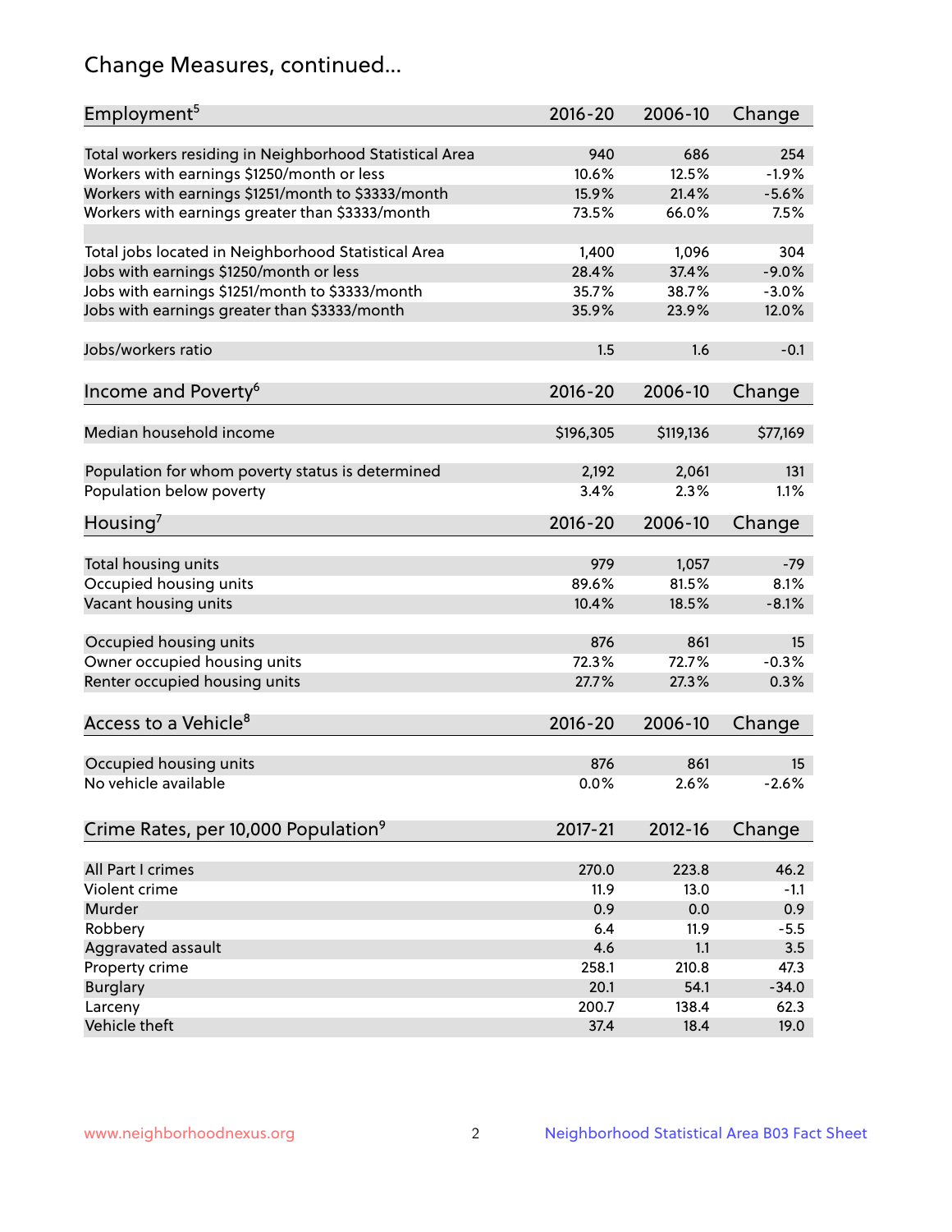# Change Measures, continued...

| Employment[5] | 2016-20 | 2006-10 | Change |
|---|---|---|---|
| Total workers residing in Neighborhood Statistical Area | 940 | 686 | 254 |
| Workers with earnings $1250/month or less | 10.6% | 12.5% | -1.9% |
| Workers with earnings $1251/month to $3333/month | 15.9% | 21.4% | -5.6% |
| Workers with earnings greater than $3333/month | 73.5% | 66.0% | 7.5% |
| | | | |
| Total jobs located in Neighborhood Statistical Area | 1,400 | 1,096 | 304 |
| Jobs with earnings $1250/month or less | 28.4% | 37.4% | -9.0% |
| Jobs with earnings $1251/month to $3333/month | 35.7% | 38.7% | -3.0% |
| Jobs with earnings greater than $3333/month | 35.9% | 23.9% | 12.0% |
| | | | |
| Jobs/workers ratio | 1.5 | 1.6 | -0.1 |

| Income and Poverty[6] | 2016-20 | 2006-10 | Change |
|---|---|---|---|
| Median household income | $196,305 | $119,136 | $77,169 |
| | | | |
| Population for whom poverty status is determined | 2,192 | 2,061 | 131 |
| Population below poverty | 3.4% | 2.3% | 1.1% |

| Housing[7] | 2016-20 | 2006-10 | Change |
|---|---|---|---|
| Total housing units | 979 | 1,057 | -79 |
| Occupied housing units | 89.6% | 81.5% | 8.1% |
| Vacant housing units | 10.4% | 18.5% | -8.1% |
| | | | |
| Occupied housing units | 876 | 861 | 15 |
| Owner occupied housing units | 72.3% | 72.7% | -0.3% |
| Renter occupied housing units | 27.7% | 27.3% | 0.3% |

| Access to a Vehicle[8] | 2016-20 | 2006-10 | Change |
|---|---|---|---|
| Occupied housing units | 876 | 861 | 15 |
| No vehicle available | 0.0% | 2.6% | -2.6% |

| Crime Rates, per 10,000 Population[9] | 2017-21 | 2012-16 | Change |
|---|---|---|---|
| All Part I crimes | 270.0 | 223.8 | 46.2 |
| Violent crime | 11.9 | 13.0 | -1.1 |
| Murder | 0.9 | 0.0 | 0.9 |
| Robbery | 6.4 | 11.9 | -5.5 |
| Aggravated assault | 4.6 | 1.1 | 3.5 |
| Property crime | 258.1 | 210.8 | 47.3 |
| Burglary | 20.1 | 54.1 | -34.0 |
| Larceny | 200.7 | 138.4 | 62.3 |
| Vehicle theft | 37.4 | 18.4 | 19.0 |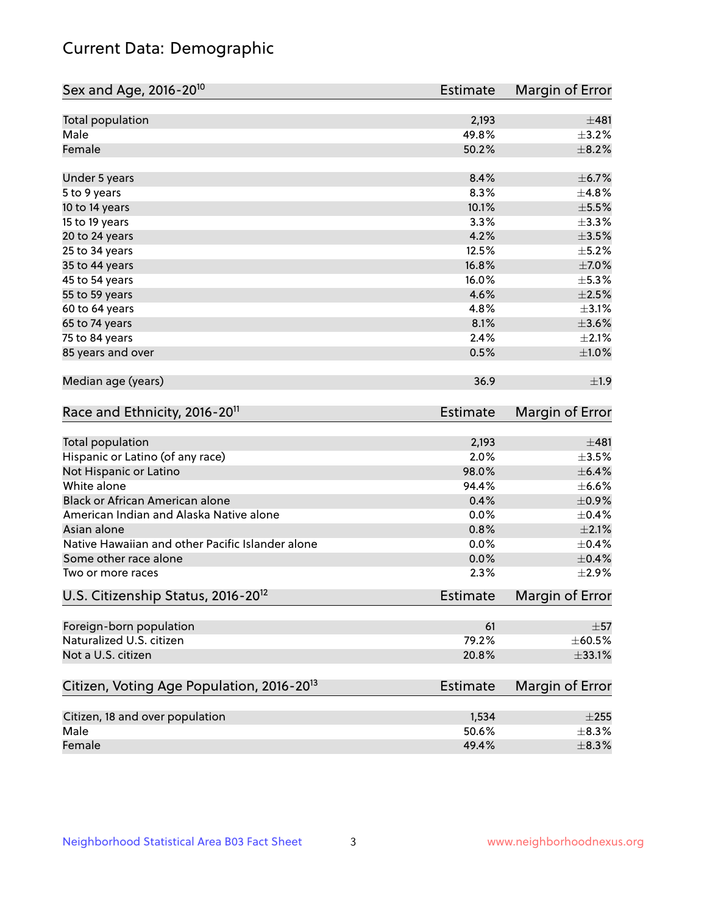# Current Data: Demographic

| Sex and Age, 2016-20[10] | Estimate | Margin of Error |
|---|---|---|
| Total population | 2,193 | ±481 |
| Male | 49.8% | ±3.2% |
| Female | 50.2% | ±8.2% |
| Under 5 years | 8.4% | ±6.7% |
| 5 to 9 years | 8.3% | ±4.8% |
| 10 to 14 years | 10.1% | ±5.5% |
| 15 to 19 years | 3.3% | ±3.3% |
| 20 to 24 years | 4.2% | ±3.5% |
| 25 to 34 years | 12.5% | ±5.2% |
| 35 to 44 years | 16.8% | ±7.0% |
| 45 to 54 years | 16.0% | ±5.3% |
| 55 to 59 years | 4.6% | ±2.5% |
| 60 to 64 years | 4.8% | ±3.1% |
| 65 to 74 years | 8.1% | ±3.6% |
| 75 to 84 years | 2.4% | ±2.1% |
| 85 years and over | 0.5% | ±1.0% |
| Median age (years) | 36.9 | ±1.9 |

| Race and Ethnicity, 2016-20[11] | Estimate | Margin of Error |
|---|---|---|
| Total population | 2,193 | ±481 |
| Hispanic or Latino (of any race) | 2.0% | ±3.5% |
| Not Hispanic or Latino | 98.0% | ±6.4% |
| White alone | 94.4% | ±6.6% |
| Black or African American alone | 0.4% | ±0.9% |
| American Indian and Alaska Native alone | 0.0% | ±0.4% |
| Asian alone | 0.8% | ±2.1% |
| Native Hawaiian and other Pacific Islander alone | 0.0% | ±0.4% |
| Some other race alone | 0.0% | ±0.4% |
| Two or more races | 2.3% | ±2.9% |

| U.S. Citizenship Status, 2016-20[12] | Estimate | Margin of Error |
|---|---|---|
| Foreign-born population | 61 | ±57 |
| Naturalized U.S. citizen | 79.2% | ±60.5% |
| Not a U.S. citizen | 20.8% | ±33.1% |

| Citizen, Voting Age Population, 2016-20[13] | Estimate | Margin of Error |
|---|---|---|
| Citizen, 18 and over population | 1,534 | ±255 |
| Male | 50.6% | ±8.3% |
| Female | 49.4% | ±8.3% |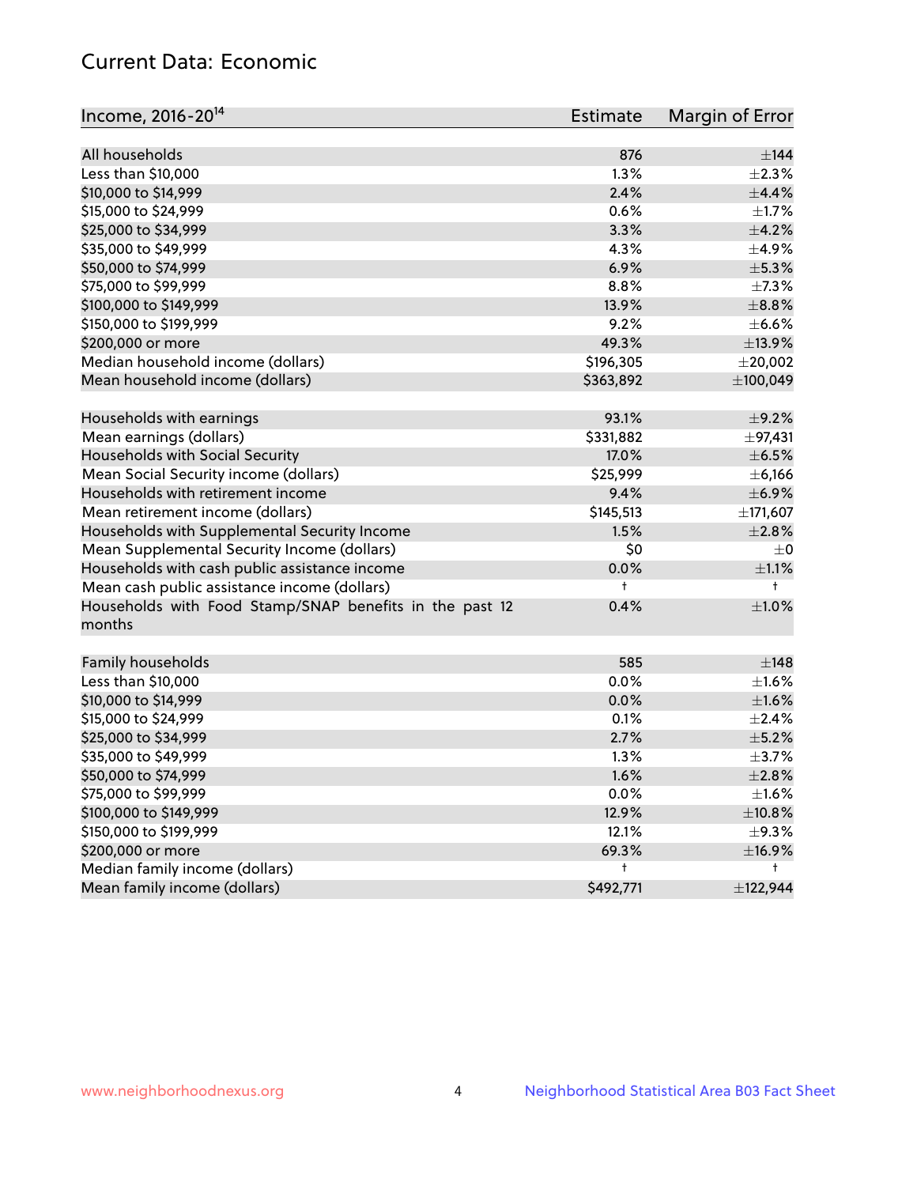## Current Data: Economic

| Income, 2016-20[14] | Estimate | Margin of Error |
|---|---|---|
| All households | 876 | ±144 |
| Less than $10,000 | 1.3% | ±2.3% |
| $10,000 to $14,999 | 2.4% | ±4.4% |
| $15,000 to $24,999 | 0.6% | ±1.7% |
| $25,000 to $34,999 | 3.3% | ±4.2% |
| $35,000 to $49,999 | 4.3% | ±4.9% |
| $50,000 to $74,999 | 6.9% | ±5.3% |
| $75,000 to $99,999 | 8.8% | ±7.3% |
| $100,000 to $149,999 | 13.9% | ±8.8% |
| $150,000 to $199,999 | 9.2% | ±6.6% |
| $200,000 or more | 49.3% | ±13.9% |
| Median household income (dollars) | $196,305 | ±20,002 |
| Mean household income (dollars) | $363,892 | ±100,049 |
| | | |
| Households with earnings | 93.1% | ±9.2% |
| Mean earnings (dollars) | $331,882 | ±97,431 |
| Households with Social Security | 17.0% | ±6.5% |
| Mean Social Security income (dollars) | $25,999 | ±6,166 |
| Households with retirement income | 9.4% | ±6.9% |
| Mean retirement income (dollars) | $145,513 | ±171,607 |
| Households with Supplemental Security Income | 1.5% | ±2.8% |
| Mean Supplemental Security Income (dollars) | $0 | ±0 |
| Households with cash public assistance income | 0.0% | ±1.1% |
| Mean cash public assistance income (dollars) | † | † |
| Households with Food Stamp/SNAP benefits in the past 12 months | 0.4% | ±1.0% |
| | | |
| Family households | 585 | ±148 |
| Less than $10,000 | 0.0% | ±1.6% |
| $10,000 to $14,999 | 0.0% | ±1.6% |
| $15,000 to $24,999 | 0.1% | ±2.4% |
| $25,000 to $34,999 | 2.7% | ±5.2% |
| $35,000 to $49,999 | 1.3% | ±3.7% |
| $50,000 to $74,999 | 1.6% | ±2.8% |
| $75,000 to $99,999 | 0.0% | ±1.6% |
| $100,000 to $149,999 | 12.9% | ±10.8% |
| $150,000 to $199,999 | 12.1% | ±9.3% |
| $200,000 or more | 69.3% | ±16.9% |
| Median family income (dollars) | † | † |
| Mean family income (dollars) | $492,771 | ±122,944 |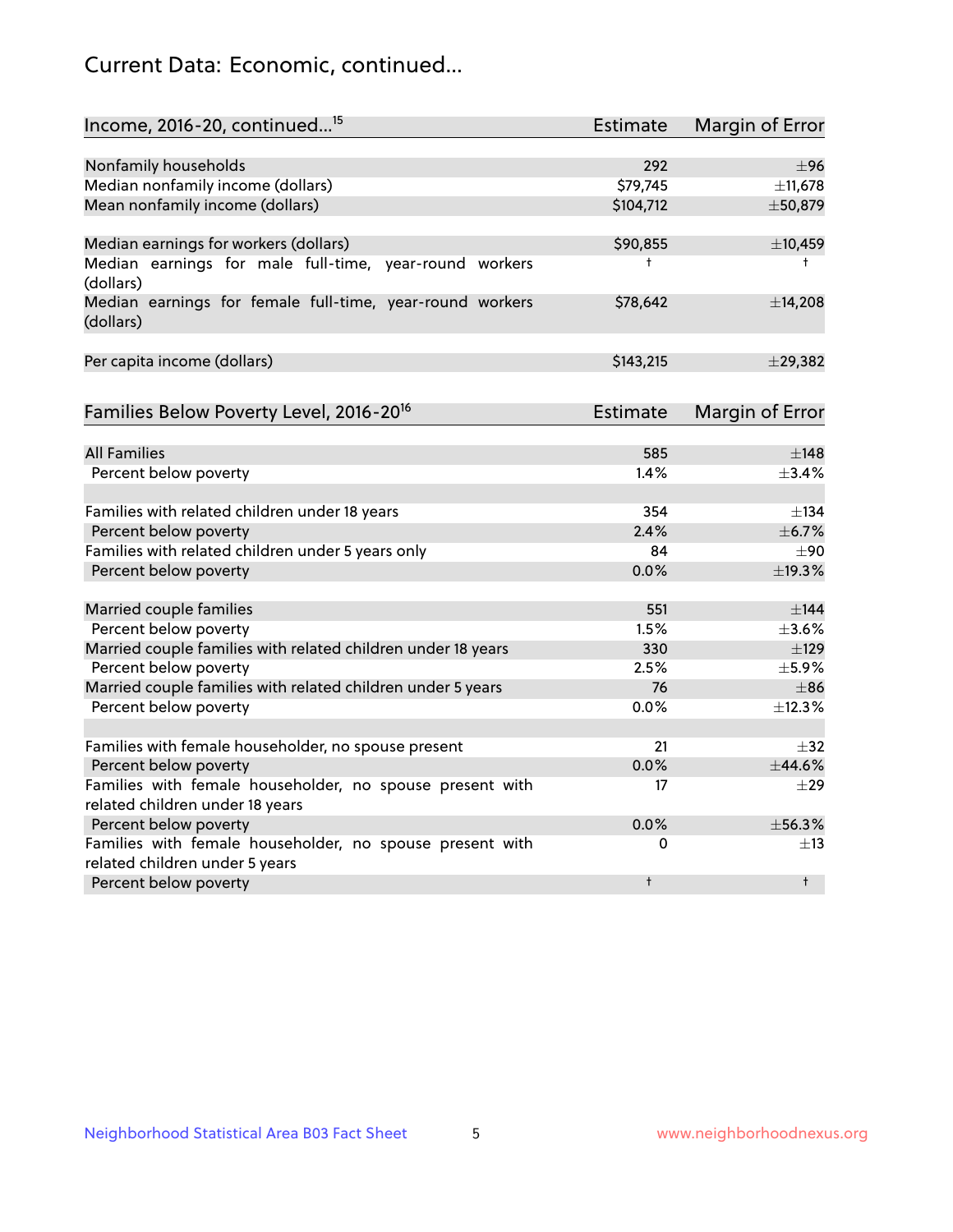## Current Data: Economic, continued...

| Income, 2016-20, continued...[15] | Estimate | Margin of Error |
|---|---|---|
| Nonfamily households | 292 | ±96 |
| Median nonfamily income (dollars) | $79,745 | ±11,678 |
| Mean nonfamily income (dollars) | $104,712 | ±50,879 |
| | | |
| Median earnings for workers (dollars) | $90,855 | ±10,459 |
| Median earnings for male full-time, year-round workers (dollars) | † | † |
| Median earnings for female full-time, year-round workers (dollars) | $78,642 | ±14,208 |
| | | |
| Per capita income (dollars) | $143,215 | ±29,382 |

| Families Below Poverty Level, 2016-20[16] | Estimate | Margin of Error |
|---|---|---|
| All Families | 585 | ±148 |
| Percent below poverty | 1.4% | ±3.4% |
| | | |
| Families with related children under 18 years | 354 | ±134 |
| Percent below poverty | 2.4% | ±6.7% |
| Families with related children under 5 years only | 84 | ±90 |
| Percent below poverty | 0.0% | ±19.3% |
| | | |
| Married couple families | 551 | ±144 |
| Percent below poverty | 1.5% | ±3.6% |
| Married couple families with related children under 18 years | 330 | ±129 |
| Percent below poverty | 2.5% | ±5.9% |
| Married couple families with related children under 5 years | 76 | ±86 |
| Percent below poverty | 0.0% | ±12.3% |
| | | |
| Families with female householder, no spouse present | 21 | ±32 |
| Percent below poverty | 0.0% | ±44.6% |
| Families with female householder, no spouse present with related children under 18 years | 17 | ±29 |
| Percent below poverty | 0.0% | ±56.3% |
| Families with female householder, no spouse present with related children under 5 years | 0 | ±13 |
| Percent below poverty | † | † |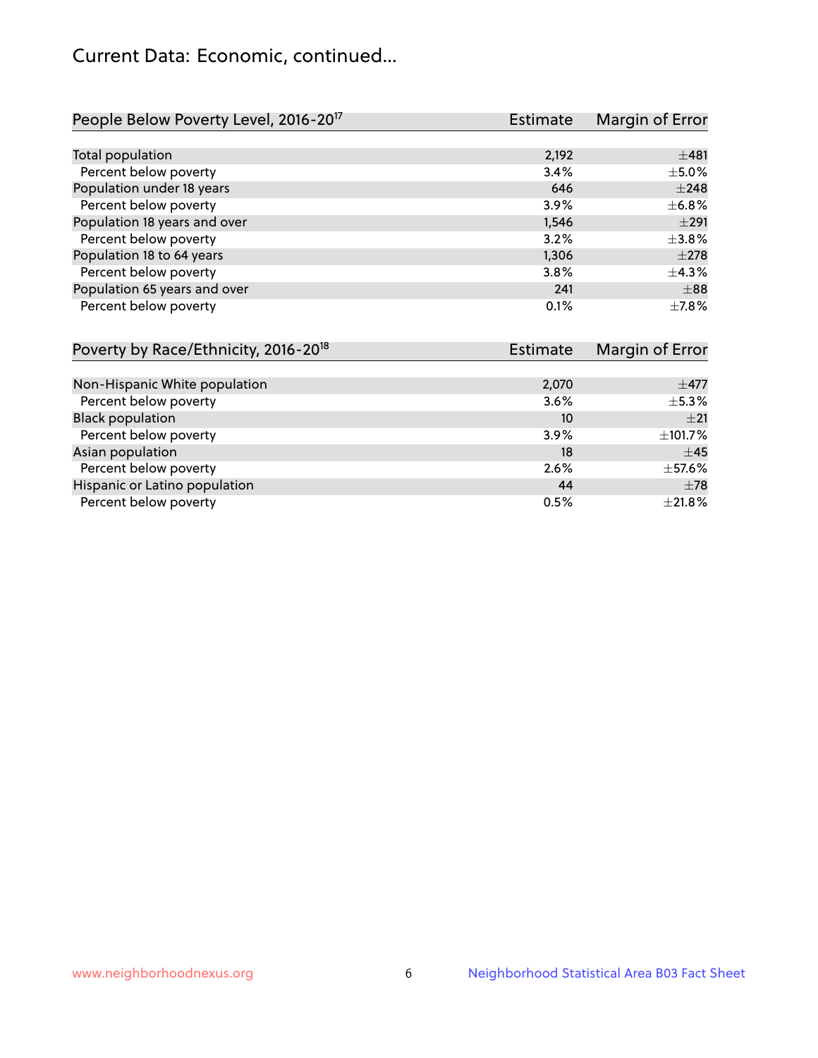# Current Data: Economic, continued...

| People Below Poverty Level, 2016-20[17] | Estimate | Margin of Error |
|---|---|---|
| Total population | 2,192 | ±481 |
| Percent below poverty | 3.4% | ±5.0% |
| Population under 18 years | 646 | ±248 |
| Percent below poverty | 3.9% | ±6.8% |
| Population 18 years and over | 1,546 | ±291 |
| Percent below poverty | 3.2% | ±3.8% |
| Population 18 to 64 years | 1,306 | ±278 |
| Percent below poverty | 3.8% | ±4.3% |
| Population 65 years and over | 241 | ±88 |
| Percent below poverty | 0.1% | ±7.8% |

| Poverty by Race/Ethnicity, 2016-20[18] | Estimate | Margin of Error |
|---|---|---|
| Non-Hispanic White population | 2,070 | ±477 |
| Percent below poverty | 3.6% | ±5.3% |
| Black population | 10 | ±21 |
| Percent below poverty | 3.9% | ±101.7% |
| Asian population | 18 | ±45 |
| Percent below poverty | 2.6% | ±57.6% |
| Hispanic or Latino population | 44 | ±78 |
| Percent below poverty | 0.5% | ±21.8% |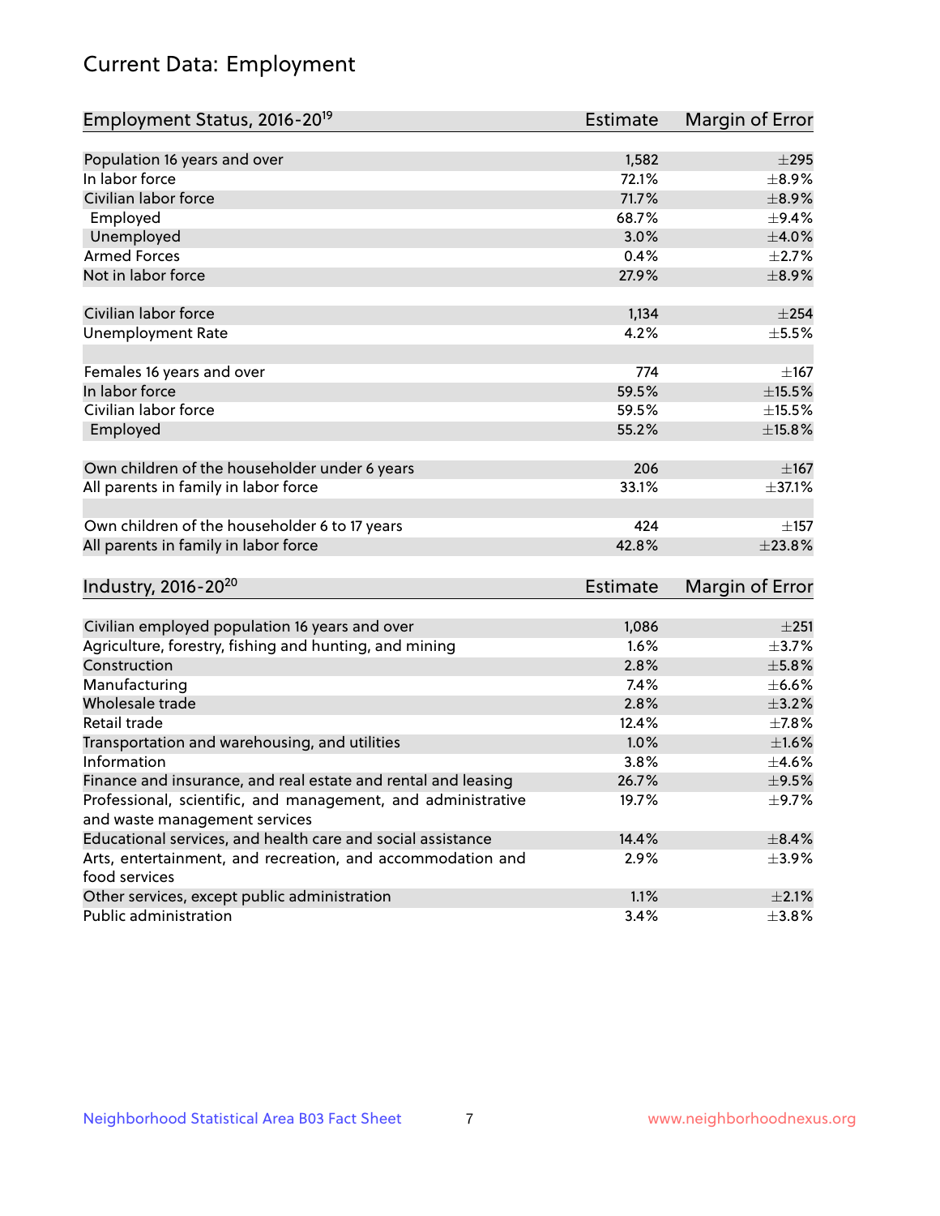# Current Data: Employment

| Employment Status, 2016-20[19] | Estimate | Margin of Error |
|---|---|---|
| Population 16 years and over | 1,582 | ±295 |
| In labor force | 72.1% | ±8.9% |
| Civilian labor force | 71.7% | ±8.9% |
| Employed | 68.7% | ±9.4% |
| Unemployed | 3.0% | ±4.0% |
| Armed Forces | 0.4% | ±2.7% |
| Not in labor force | 27.9% | ±8.9% |
| | | |
| Civilian labor force | 1,134 | ±254 |
| Unemployment Rate | 4.2% | ±5.5% |
| | | |
| Females 16 years and over | 774 | ±167 |
| In labor force | 59.5% | ±15.5% |
| Civilian labor force | 59.5% | ±15.5% |
| Employed | 55.2% | ±15.8% |
| | | |
| Own children of the householder under 6 years | 206 | ±167 |
| All parents in family in labor force | 33.1% | ±37.1% |
| | | |
| Own children of the householder 6 to 17 years | 424 | ±157 |
| All parents in family in labor force | 42.8% | ±23.8% |

| Industry, 2016-20[20] | Estimate | Margin of Error |
|---|---|---|
| Civilian employed population 16 years and over | 1,086 | ±251 |
| Agriculture, forestry, fishing and hunting, and mining | 1.6% | ±3.7% |
| Construction | 2.8% | ±5.8% |
| Manufacturing | 7.4% | ±6.6% |
| Wholesale trade | 2.8% | ±3.2% |
| Retail trade | 12.4% | ±7.8% |
| Transportation and warehousing, and utilities | 1.0% | ±1.6% |
| Information | 3.8% | ±4.6% |
| Finance and insurance, and real estate and rental and leasing | 26.7% | ±9.5% |
| Professional, scientific, and management, and administrative and waste management services | 19.7% | ±9.7% |
| Educational services, and health care and social assistance | 14.4% | ±8.4% |
| Arts, entertainment, and recreation, and accommodation and food services | 2.9% | ±3.9% |
| Other services, except public administration | 1.1% | ±2.1% |
| Public administration | 3.4% | ±3.8% |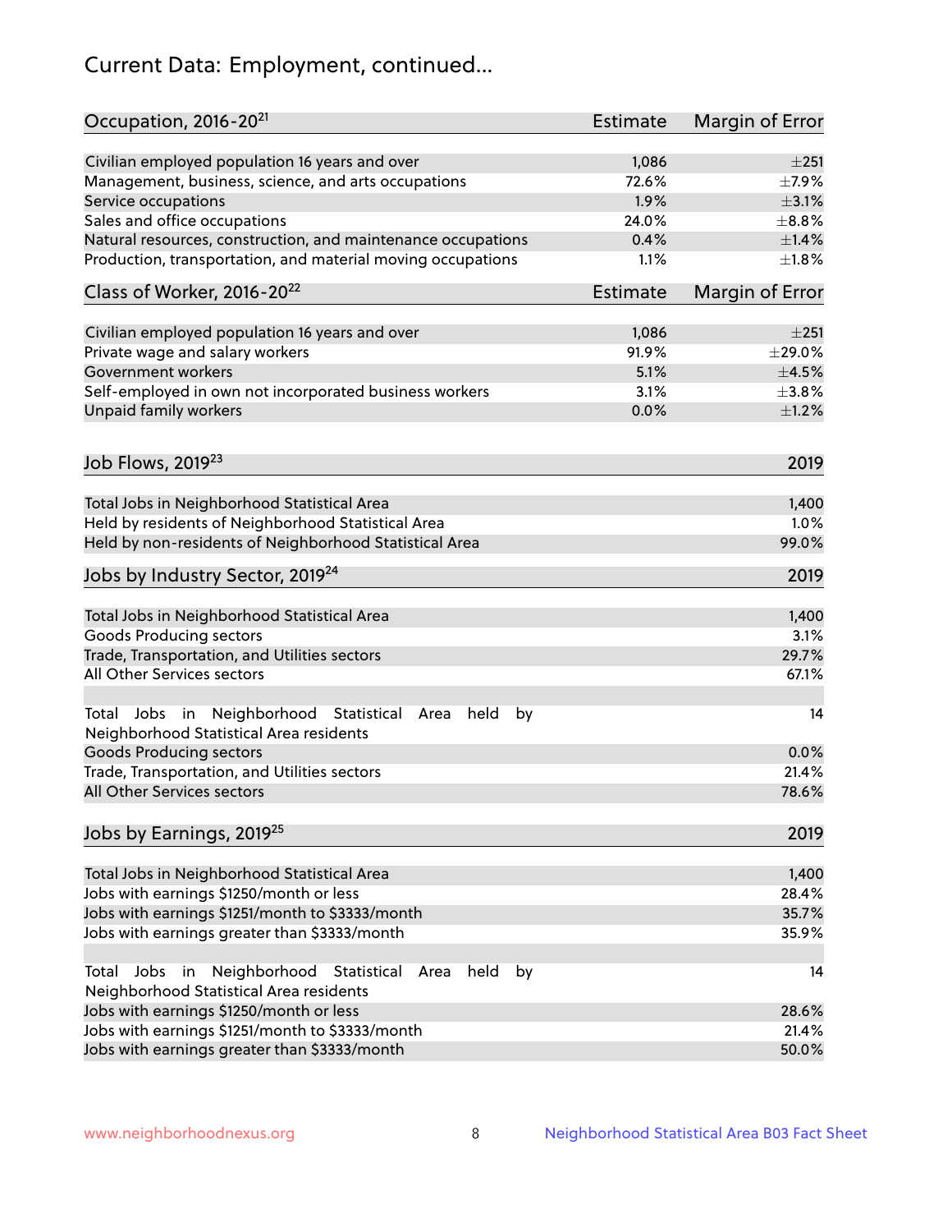## Current Data: Employment, continued...

| Occupation, 2016-20[21] | Estimate | Margin of Error |
|---|---|---|
| Civilian employed population 16 years and over | 1,086 | ±251 |
| Management, business, science, and arts occupations | 72.6% | ±7.9% |
| Service occupations | 1.9% | ±3.1% |
| Sales and office occupations | 24.0% | ±8.8% |
| Natural resources, construction, and maintenance occupations | 0.4% | ±1.4% |
| Production, transportation, and material moving occupations | 1.1% | ±1.8% |

| Class of Worker, 2016-20[22] | Estimate | Margin of Error |
|---|---|---|
| Civilian employed population 16 years and over | 1,086 | ±251 |
| Private wage and salary workers | 91.9% | ±29.0% |
| Government workers | 5.1% | ±4.5% |
| Self-employed in own not incorporated business workers | 3.1% | ±3.8% |
| Unpaid family workers | 0.0% | ±1.2% |

| Job Flows, 2019[23] | 2019 |
|---|---|
| Total Jobs in Neighborhood Statistical Area | 1,400 |
| Held by residents of Neighborhood Statistical Area | 1.0% |
| Held by non-residents of Neighborhood Statistical Area | 99.0% |

| Jobs by Industry Sector, 2019[24] | 2019 |
|---|---|
| Total Jobs in Neighborhood Statistical Area | 1,400 |
| Goods Producing sectors | 3.1% |
| Trade, Transportation, and Utilities sectors | 29.7% |
| All Other Services sectors | 67.1% |
| | |
| Total Jobs in Neighborhood Statistical Area held by Neighborhood Statistical Area residents | 14 |
| Goods Producing sectors | 0.0% |
| Trade, Transportation, and Utilities sectors | 21.4% |
| All Other Services sectors | 78.6% |

| Jobs by Earnings, 2019[25] | 2019 |
|---|---|
| Total Jobs in Neighborhood Statistical Area | 1,400 |
| Jobs with earnings $1250/month or less | 28.4% |
| Jobs with earnings $1251/month to $3333/month | 35.7% |
| Jobs with earnings greater than $3333/month | 35.9% |
| | |
| Total Jobs in Neighborhood Statistical Area held by Neighborhood Statistical Area residents | 14 |
| Jobs with earnings $1250/month or less | 28.6% |
| Jobs with earnings $1251/month to $3333/month | 21.4% |
| Jobs with earnings greater than $3333/month | 50.0% |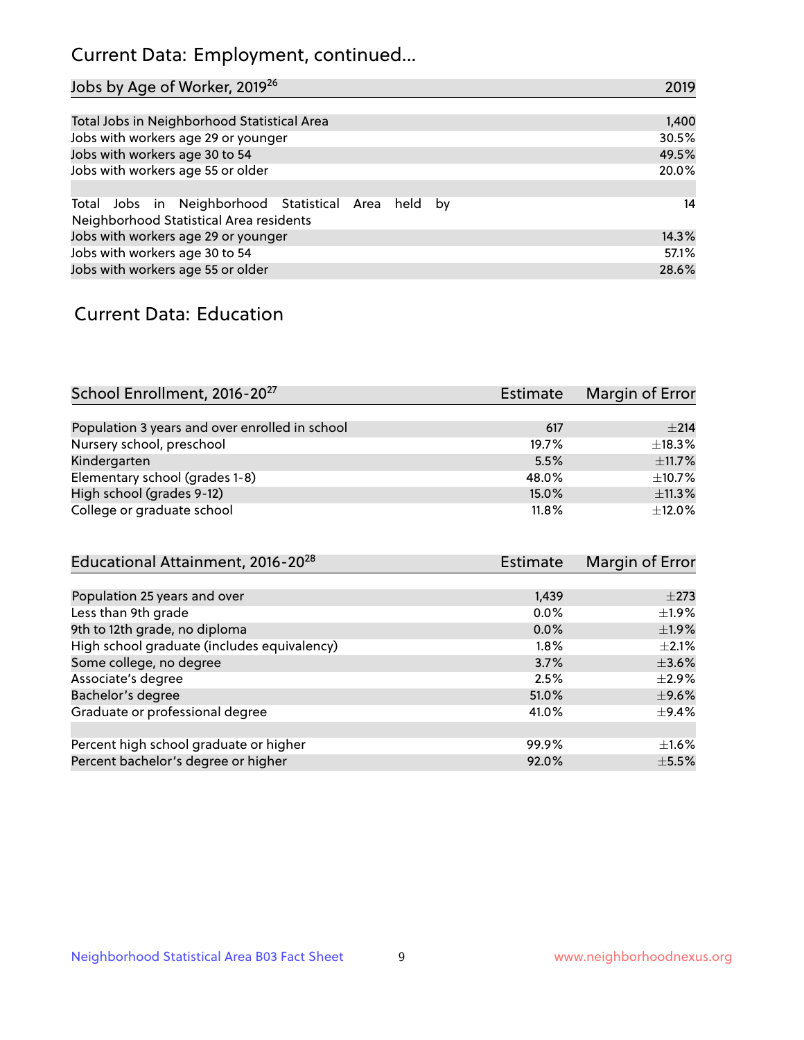## Current Data: Employment, continued...

| Jobs by Age of Worker, 2019[26] | 2019 |
|---|---|
| Total Jobs in Neighborhood Statistical Area | 1,400 |
| Jobs with workers age 29 or younger | 30.5% |
| Jobs with workers age 30 to 54 | 49.5% |
| Jobs with workers age 55 or older | 20.0% |
| | |
| Total Jobs in Neighborhood Statistical Area held by Neighborhood Statistical Area residents | 14 |
| Jobs with workers age 29 or younger | 14.3% |
| Jobs with workers age 30 to 54 | 57.1% |
| Jobs with workers age 55 or older | 28.6% |

## Current Data: Education

| School Enrollment, 2016-20[27] | Estimate | Margin of Error |
|---|---|---|
| Population 3 years and over enrolled in school | 617 | ±214 |
| Nursery school, preschool | 19.7% | ±18.3% |
| Kindergarten | 5.5% | ±11.7% |
| Elementary school (grades 1-8) | 48.0% | ±10.7% |
| High school (grades 9-12) | 15.0% | ±11.3% |
| College or graduate school | 11.8% | ±12.0% |

| Educational Attainment, 2016-20[28] | Estimate | Margin of Error |
|---|---|---|
| Population 25 years and over | 1,439 | ±273 |
| Less than 9th grade | 0.0% | ±1.9% |
| 9th to 12th grade, no diploma | 0.0% | ±1.9% |
| High school graduate (includes equivalency) | 1.8% | ±2.1% |
| Some college, no degree | 3.7% | ±3.6% |
| Associate's degree | 2.5% | ±2.9% |
| Bachelor's degree | 51.0% | ±9.6% |
| Graduate or professional degree | 41.0% | ±9.4% |
| | | |
| Percent high school graduate or higher | 99.9% | ±1.6% |
| Percent bachelor's degree or higher | 92.0% | ±5.5% |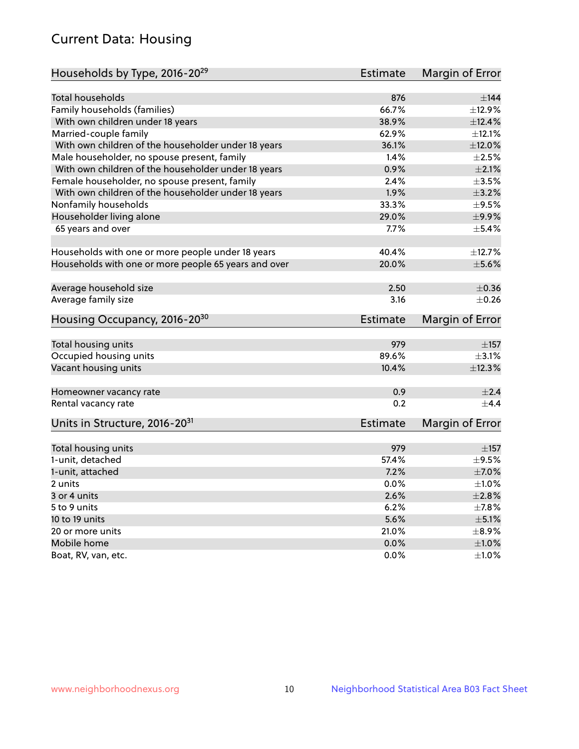# Current Data: Housing

| Households by Type, 2016-20[29] | Estimate | Margin of Error |
|---|---|---|
| Total households | 876 | ±144 |
| Family households (families) | 66.7% | ±12.9% |
| With own children under 18 years | 38.9% | ±12.4% |
| Married-couple family | 62.9% | ±12.1% |
| With own children of the householder under 18 years | 36.1% | ±12.0% |
| Male householder, no spouse present, family | 1.4% | ±2.5% |
| With own children of the householder under 18 years | 0.9% | ±2.1% |
| Female householder, no spouse present, family | 2.4% | ±3.5% |
| With own children of the householder under 18 years | 1.9% | ±3.2% |
| Nonfamily households | 33.3% | ±9.5% |
| Householder living alone | 29.0% | ±9.9% |
| 65 years and over | 7.7% | ±5.4% |
| | | |
| Households with one or more people under 18 years | 40.4% | ±12.7% |
| Households with one or more people 65 years and over | 20.0% | ±5.6% |
| | | |
| Average household size | 2.50 | ±0.36 |
| Average family size | 3.16 | ±0.26 |

| Housing Occupancy, 2016-20[30] | Estimate | Margin of Error |
|---|---|---|
| Total housing units | 979 | ±157 |
| Occupied housing units | 89.6% | ±3.1% |
| Vacant housing units | 10.4% | ±12.3% |
| | | |
| Homeowner vacancy rate | 0.9 | ±2.4 |
| Rental vacancy rate | 0.2 | ±4.4 |

| Units in Structure, 2016-20[31] | Estimate | Margin of Error |
|---|---|---|
| Total housing units | 979 | ±157 |
| 1-unit, detached | 57.4% | ±9.5% |
| 1-unit, attached | 7.2% | ±7.0% |
| 2 units | 0.0% | ±1.0% |
| 3 or 4 units | 2.6% | ±2.8% |
| 5 to 9 units | 6.2% | ±7.8% |
| 10 to 19 units | 5.6% | ±5.1% |
| 20 or more units | 21.0% | ±8.9% |
| Mobile home | 0.0% | ±1.0% |
| Boat, RV, van, etc. | 0.0% | ±1.0% |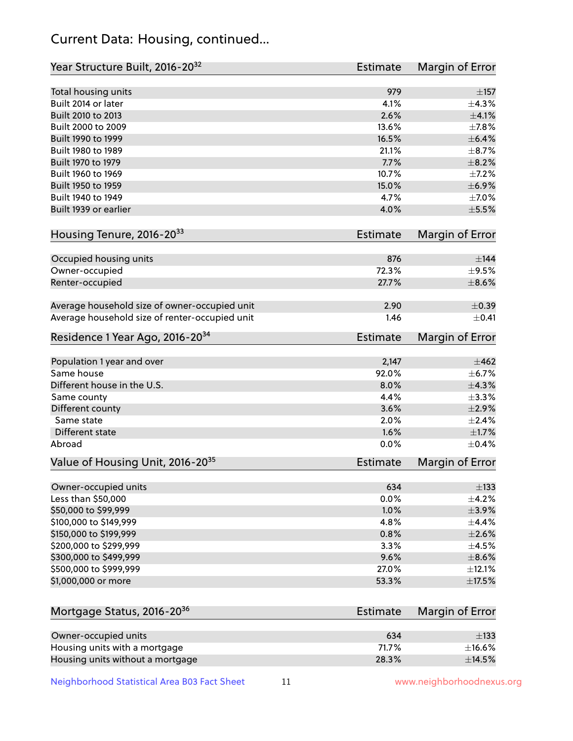# Current Data: Housing, continued...

| Year Structure Built, 2016-20[32] | Estimate | Margin of Error |
|---|---|---|
| Total housing units | 979 | ±157 |
| Built 2014 or later | 4.1% | ±4.3% |
| Built 2010 to 2013 | 2.6% | ±4.1% |
| Built 2000 to 2009 | 13.6% | ±7.8% |
| Built 1990 to 1999 | 16.5% | ±6.4% |
| Built 1980 to 1989 | 21.1% | ±8.7% |
| Built 1970 to 1979 | 7.7% | ±8.2% |
| Built 1960 to 1969 | 10.7% | ±7.2% |
| Built 1950 to 1959 | 15.0% | ±6.9% |
| Built 1940 to 1949 | 4.7% | ±7.0% |
| Built 1939 or earlier | 4.0% | ±5.5% |

| Housing Tenure, 2016-20[33] | Estimate | Margin of Error |
|---|---|---|
| Occupied housing units | 876 | ±144 |
| Owner-occupied | 72.3% | ±9.5% |
| Renter-occupied | 27.7% | ±8.6% |
| Average household size of owner-occupied unit | 2.90 | ±0.39 |
| Average household size of renter-occupied unit | 1.46 | ±0.41 |

| Residence 1 Year Ago, 2016-20[34] | Estimate | Margin of Error |
|---|---|---|
| Population 1 year and over | 2,147 | ±462 |
| Same house | 92.0% | ±6.7% |
| Different house in the U.S. | 8.0% | ±4.3% |
| Same county | 4.4% | ±3.3% |
| Different county | 3.6% | ±2.9% |
| Same state | 2.0% | ±2.4% |
| Different state | 1.6% | ±1.7% |
| Abroad | 0.0% | ±0.4% |

| Value of Housing Unit, 2016-20[35] | Estimate | Margin of Error |
|---|---|---|
| Owner-occupied units | 634 | ±133 |
| Less than $50,000 | 0.0% | ±4.2% |
| $50,000 to $99,999 | 1.0% | ±3.9% |
| $100,000 to $149,999 | 4.8% | ±4.4% |
| $150,000 to $199,999 | 0.8% | ±2.6% |
| $200,000 to $299,999 | 3.3% | ±4.5% |
| $300,000 to $499,999 | 9.6% | ±8.6% |
| $500,000 to $999,999 | 27.0% | ±12.1% |
| $1,000,000 or more | 53.3% | ±17.5% |

| Mortgage Status, 2016-20[36] | Estimate | Margin of Error |
|---|---|---|
| Owner-occupied units | 634 | ±133 |
| Housing units with a mortgage | 71.7% | ±16.6% |
| Housing units without a mortgage | 28.3% | ±14.5% |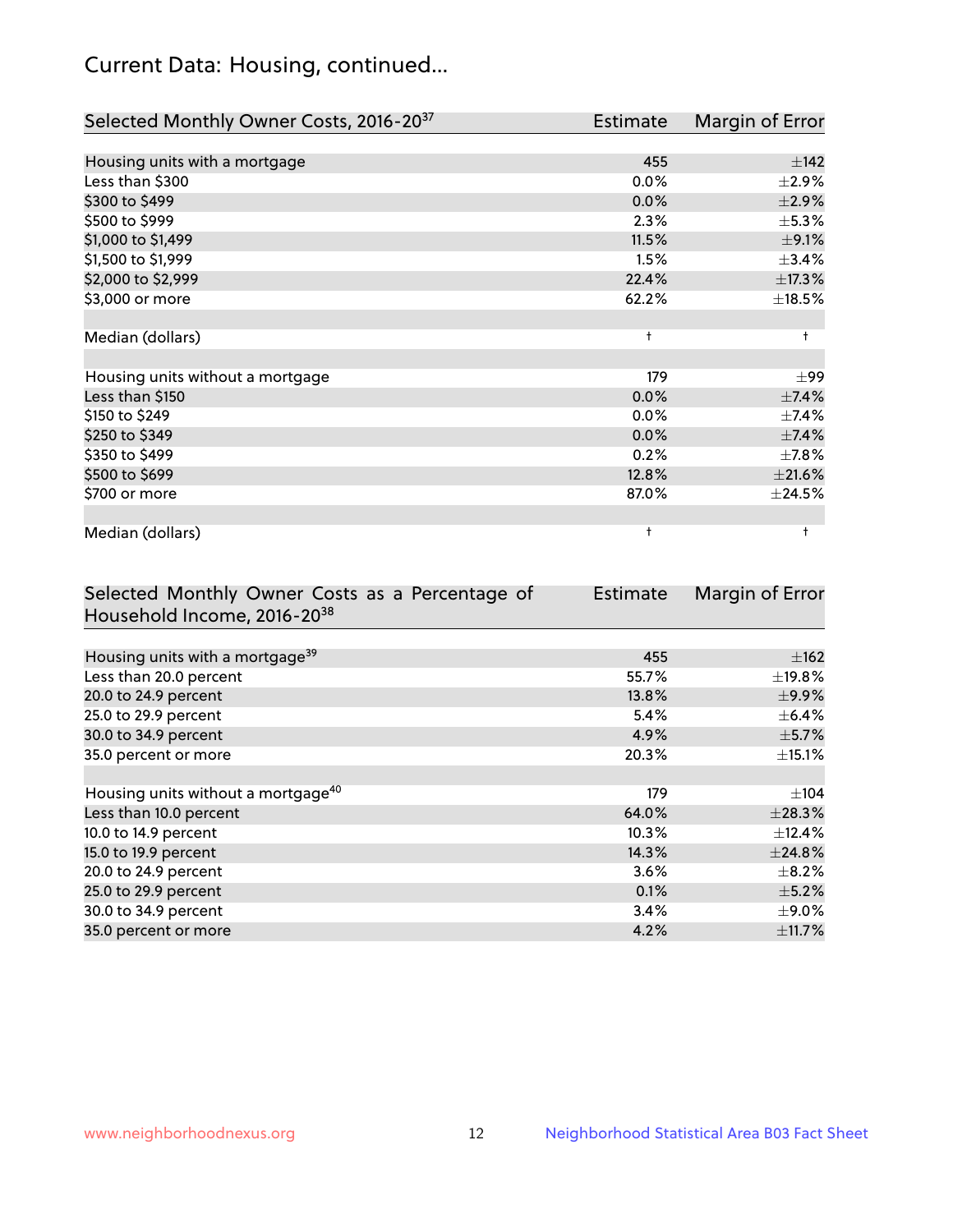## Current Data: Housing, continued...

| Selected Monthly Owner Costs, 2016-20[37] | Estimate | Margin of Error |
|---|---|---|
| Housing units with a mortgage | 455 | ±142 |
| Less than $300 | 0.0% | ±2.9% |
| $300 to $499 | 0.0% | ±2.9% |
| $500 to $999 | 2.3% | ±5.3% |
| $1,000 to $1,499 | 11.5% | ±9.1% |
| $1,500 to $1,999 | 1.5% | ±3.4% |
| $2,000 to $2,999 | 22.4% | ±17.3% |
| $3,000 or more | 62.2% | ±18.5% |
| | | |
| Median (dollars) | † | † |
| | | |
| Housing units without a mortgage | 179 | ±99 |
| Less than $150 | 0.0% | ±7.4% |
| $150 to $249 | 0.0% | ±7.4% |
| $250 to $349 | 0.0% | ±7.4% |
| $350 to $499 | 0.2% | ±7.8% |
| $500 to $699 | 12.8% | ±21.6% |
| $700 or more | 87.0% | ±24.5% |
| | | |
| Median (dollars) | † | † |

| Selected Monthly Owner Costs as a Percentage of Household Income, 2016-20[38] | Estimate | Margin of Error |
|---|---|---|
| Housing units with a mortgage[39] | 455 | ±162 |
| Less than 20.0 percent | 55.7% | ±19.8% |
| 20.0 to 24.9 percent | 13.8% | ±9.9% |
| 25.0 to 29.9 percent | 5.4% | ±6.4% |
| 30.0 to 34.9 percent | 4.9% | ±5.7% |
| 35.0 percent or more | 20.3% | ±15.1% |
| | | |
| Housing units without a mortgage[40] | 179 | ±104 |
| Less than 10.0 percent | 64.0% | ±28.3% |
| 10.0 to 14.9 percent | 10.3% | ±12.4% |
| 15.0 to 19.9 percent | 14.3% | ±24.8% |
| 20.0 to 24.9 percent | 3.6% | ±8.2% |
| 25.0 to 29.9 percent | 0.1% | ±5.2% |
| 30.0 to 34.9 percent | 3.4% | ±9.0% |
| 35.0 percent or more | 4.2% | ±11.7% |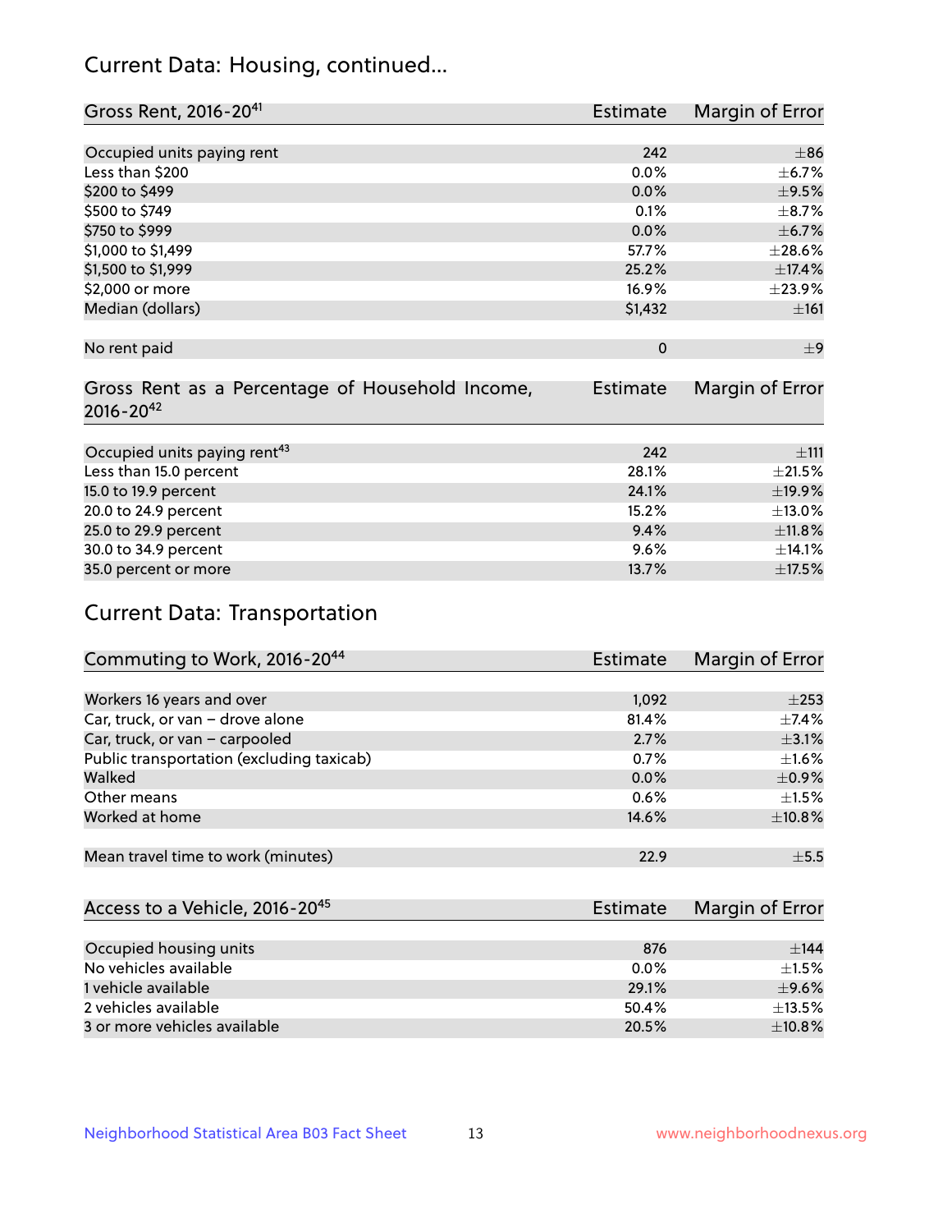## Current Data: Housing, continued...

| Gross Rent, 2016-20[41] | Estimate | Margin of Error |
|---|---|---|
| Occupied units paying rent | 242 | ±86 |
| Less than $200 | 0.0% | ±6.7% |
| $200 to $499 | 0.0% | ±9.5% |
| $500 to $749 | 0.1% | ±8.7% |
| $750 to $999 | 0.0% | ±6.7% |
| $1,000 to $1,499 | 57.7% | ±28.6% |
| $1,500 to $1,999 | 25.2% | ±17.4% |
| $2,000 or more | 16.9% | ±23.9% |
| Median (dollars) | $1,432 | ±161 |
| No rent paid | 0 | ±9 |

| Gross Rent as a Percentage of Household Income, 2016-20[42] | Estimate | Margin of Error |
|---|---|---|
| Occupied units paying rent[43] | 242 | ±111 |
| Less than 15.0 percent | 28.1% | ±21.5% |
| 15.0 to 19.9 percent | 24.1% | ±19.9% |
| 20.0 to 24.9 percent | 15.2% | ±13.0% |
| 25.0 to 29.9 percent | 9.4% | ±11.8% |
| 30.0 to 34.9 percent | 9.6% | ±14.1% |
| 35.0 percent or more | 13.7% | ±17.5% |

## Current Data: Transportation

| Commuting to Work, 2016-20[44] | Estimate | Margin of Error |
|---|---|---|
| Workers 16 years and over | 1,092 | ±253 |
| Car, truck, or van – drove alone | 81.4% | ±7.4% |
| Car, truck, or van – carpooled | 2.7% | ±3.1% |
| Public transportation (excluding taxicab) | 0.7% | ±1.6% |
| Walked | 0.0% | ±0.9% |
| Other means | 0.6% | ±1.5% |
| Worked at home | 14.6% | ±10.8% |
| Mean travel time to work (minutes) | 22.9 | ±5.5 |

| Access to a Vehicle, 2016-20[45] | Estimate | Margin of Error |
|---|---|---|
| Occupied housing units | 876 | ±144 |
| No vehicles available | 0.0% | ±1.5% |
| 1 vehicle available | 29.1% | ±9.6% |
| 2 vehicles available | 50.4% | ±13.5% |
| 3 or more vehicles available | 20.5% | ±10.8% |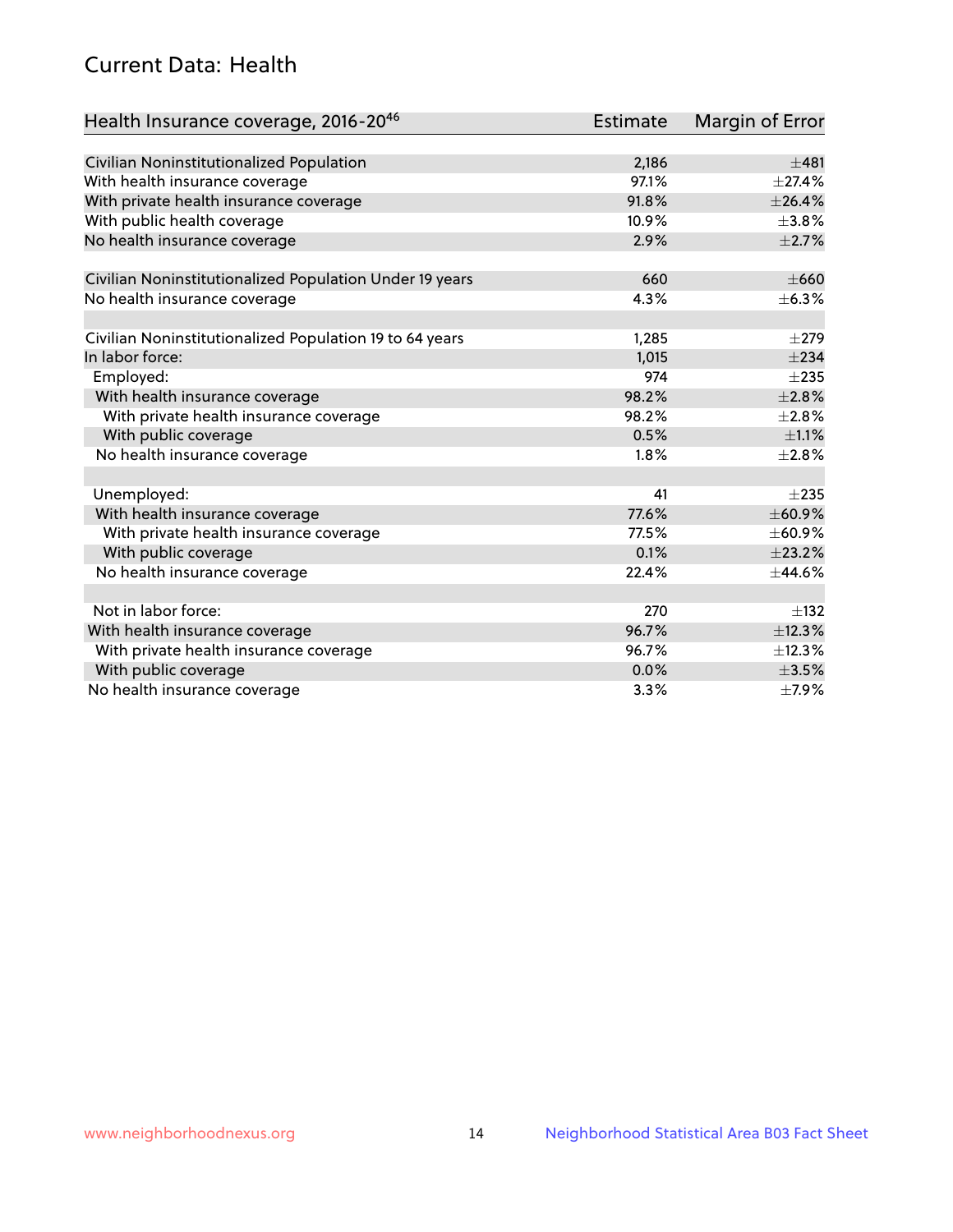# Current Data: Health

| Health Insurance coverage, 2016-20[46] | Estimate | Margin of Error |
|---|---|---|
| Civilian Noninstitutionalized Population | 2,186 | ±481 |
| With health insurance coverage | 97.1% | ±27.4% |
| With private health insurance coverage | 91.8% | ±26.4% |
| With public health coverage | 10.9% | ±3.8% |
| No health insurance coverage | 2.9% | ±2.7% |
| | | |
| Civilian Noninstitutionalized Population Under 19 years | 660 | ±660 |
| No health insurance coverage | 4.3% | ±6.3% |
| | | |
| Civilian Noninstitutionalized Population 19 to 64 years | 1,285 | ±279 |
| In labor force: | 1,015 | ±234 |
| Employed: | 974 | ±235 |
| With health insurance coverage | 98.2% | ±2.8% |
| With private health insurance coverage | 98.2% | ±2.8% |
| With public coverage | 0.5% | ±1.1% |
| No health insurance coverage | 1.8% | ±2.8% |
| | | |
| Unemployed: | 41 | ±235 |
| With health insurance coverage | 77.6% | ±60.9% |
| With private health insurance coverage | 77.5% | ±60.9% |
| With public coverage | 0.1% | ±23.2% |
| No health insurance coverage | 22.4% | ±44.6% |
| | | |
| Not in labor force: | 270 | ±132 |
| With health insurance coverage | 96.7% | ±12.3% |
| With private health insurance coverage | 96.7% | ±12.3% |
| With public coverage | 0.0% | ±3.5% |
| No health insurance coverage | 3.3% | ±7.9% |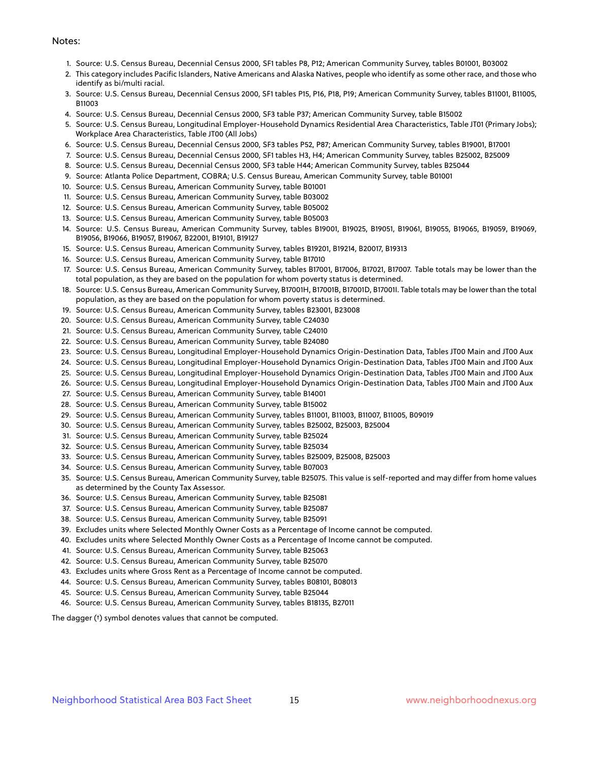Notes:

1. Source: U.S. Census Bureau, Decennial Census 2000, SF1 tables P8, P12; American Community Survey, tables B01001, B03002
2. This category includes Pacific Islanders, Native Americans and Alaska Natives, people who identify as some other race, and those who identify as bi/multi racial.
3. Source: U.S. Census Bureau, Decennial Census 2000, SF1 tables P15, P16, P18, P19; American Community Survey, tables B11001, B11005, B11003
4. Source: U.S. Census Bureau, Decennial Census 2000, SF3 table P37; American Community Survey, table B15002
5. Source: U.S. Census Bureau, Longitudinal Employer-Household Dynamics Residential Area Characteristics, Table JT01 (Primary Jobs); Workplace Area Characteristics, Table JT00 (All Jobs)
6. Source: U.S. Census Bureau, Decennial Census 2000, SF3 tables P52, P87; American Community Survey, tables B19001, B17001
7. Source: U.S. Census Bureau, Decennial Census 2000, SF1 tables H3, H4; American Community Survey, tables B25002, B25009
8. Source: U.S. Census Bureau, Decennial Census 2000, SF3 table H44; American Community Survey, tables B25044
9. Source: Atlanta Police Department, COBRA; U.S. Census Bureau, American Community Survey, table B01001
10. Source: U.S. Census Bureau, American Community Survey, table B01001
11. Source: U.S. Census Bureau, American Community Survey, table B03002
12. Source: U.S. Census Bureau, American Community Survey, table B05002
13. Source: U.S. Census Bureau, American Community Survey, table B05003
14. Source: U.S. Census Bureau, American Community Survey, tables B19001, B19025, B19051, B19061, B19055, B19065, B19059, B19069, B19056, B19066, B19057, B19067, B22001, B19101, B19127
15. Source: U.S. Census Bureau, American Community Survey, tables B19201, B19214, B20017, B19313
16. Source: U.S. Census Bureau, American Community Survey, table B17010
17. Source: U.S. Census Bureau, American Community Survey, tables B17001, B17006, B17021, B17007. Table totals may be lower than the total population, as they are based on the population for whom poverty status is determined.
18. Source: U.S. Census Bureau, American Community Survey, B17001H, B17001B, B17001D, B17001I. Table totals may be lower than the total population, as they are based on the population for whom poverty status is determined.
19. Source: U.S. Census Bureau, American Community Survey, tables B23001, B23008
20. Source: U.S. Census Bureau, American Community Survey, table C24030
21. Source: U.S. Census Bureau, American Community Survey, table C24010
22. Source: U.S. Census Bureau, American Community Survey, table B24080
23. Source: U.S. Census Bureau, Longitudinal Employer-Household Dynamics Origin-Destination Data, Tables JT00 Main and JT00 Aux
24. Source: U.S. Census Bureau, Longitudinal Employer-Household Dynamics Origin-Destination Data, Tables JT00 Main and JT00 Aux
25. Source: U.S. Census Bureau, Longitudinal Employer-Household Dynamics Origin-Destination Data, Tables JT00 Main and JT00 Aux
26. Source: U.S. Census Bureau, Longitudinal Employer-Household Dynamics Origin-Destination Data, Tables JT00 Main and JT00 Aux
27. Source: U.S. Census Bureau, American Community Survey, table B14001
28. Source: U.S. Census Bureau, American Community Survey, table B15002
29. Source: U.S. Census Bureau, American Community Survey, tables B11001, B11003, B11007, B11005, B09019
30. Source: U.S. Census Bureau, American Community Survey, tables B25002, B25003, B25004
31. Source: U.S. Census Bureau, American Community Survey, table B25024
32. Source: U.S. Census Bureau, American Community Survey, table B25034
33. Source: U.S. Census Bureau, American Community Survey, tables B25009, B25008, B25003
34. Source: U.S. Census Bureau, American Community Survey, table B07003
35. Source: U.S. Census Bureau, American Community Survey, table B25075. This value is self-reported and may differ from home values as determined by the County Tax Assessor.
36. Source: U.S. Census Bureau, American Community Survey, table B25081
37. Source: U.S. Census Bureau, American Community Survey, table B25087
38. Source: U.S. Census Bureau, American Community Survey, table B25091
39. Excludes units where Selected Monthly Owner Costs as a Percentage of Income cannot be computed.
40. Excludes units where Selected Monthly Owner Costs as a Percentage of Income cannot be computed.
41. Source: U.S. Census Bureau, American Community Survey, table B25063
42. Source: U.S. Census Bureau, American Community Survey, table B25070
43. Excludes units where Gross Rent as a Percentage of Income cannot be computed.
44. Source: U.S. Census Bureau, American Community Survey, tables B08101, B08013
45. Source: U.S. Census Bureau, American Community Survey, table B25044
46. Source: U.S. Census Bureau, American Community Survey, tables B18135, B27011

The dagger (†) symbol denotes values that cannot be computed.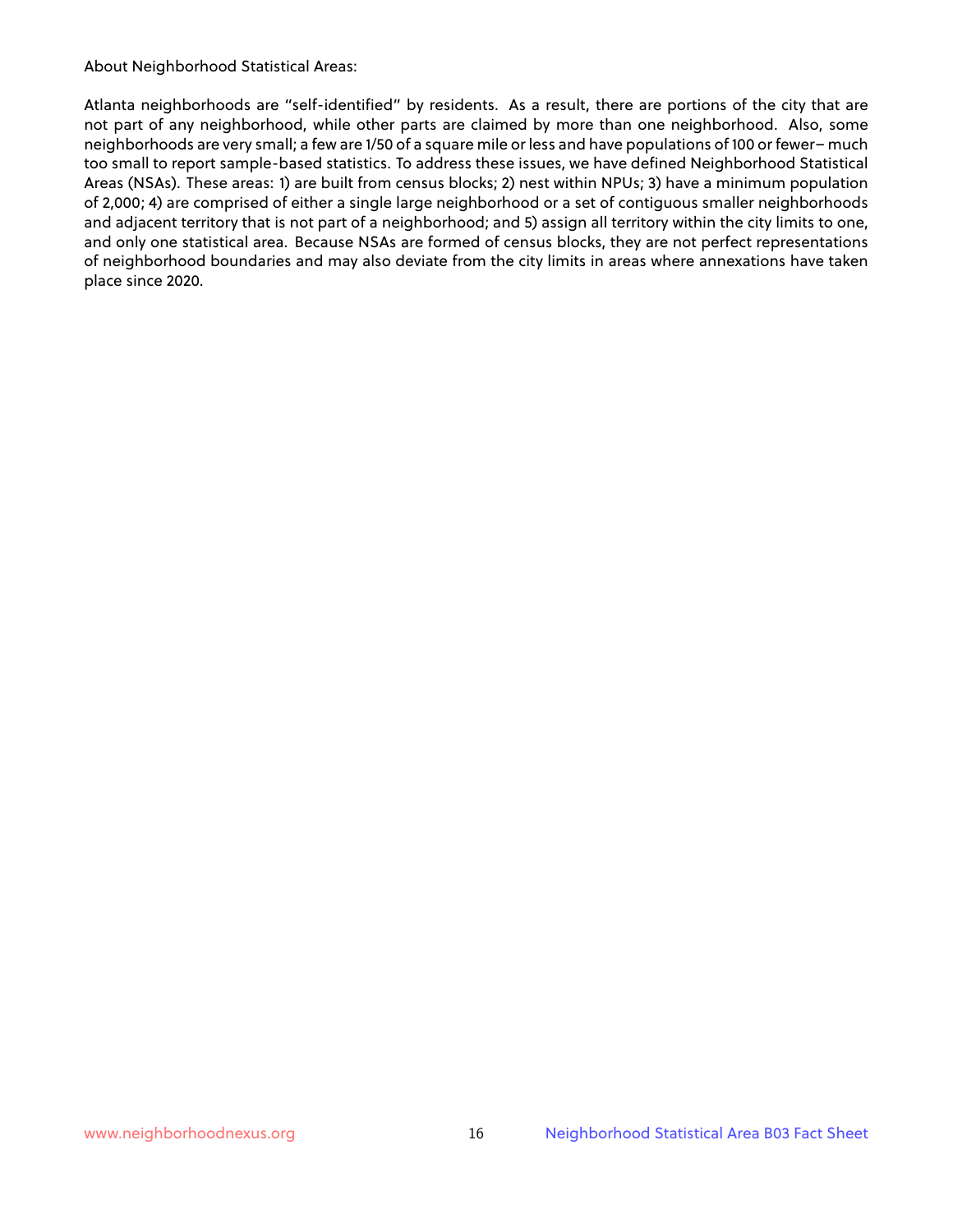About Neighborhood Statistical Areas:

Atlanta neighborhoods are "self-identified" by residents. As a result, there are portions of the city that are not part of any neighborhood, while other parts are claimed by more than one neighborhood. Also, some neighborhoods are very small; a few are 1/50 of a square mile or less and have populations of 100 or fewer– much too small to report sample-based statistics. To address these issues, we have defined Neighborhood Statistical Areas (NSAs). These areas: 1) are built from census blocks; 2) nest within NPUs; 3) have a minimum population of 2,000; 4) are comprised of either a single large neighborhood or a set of contiguous smaller neighborhoods and adjacent territory that is not part of a neighborhood; and 5) assign all territory within the city limits to one, and only one statistical area. Because NSAs are formed of census blocks, they are not perfect representations of neighborhood boundaries and may also deviate from the city limits in areas where annexations have taken place since 2020.